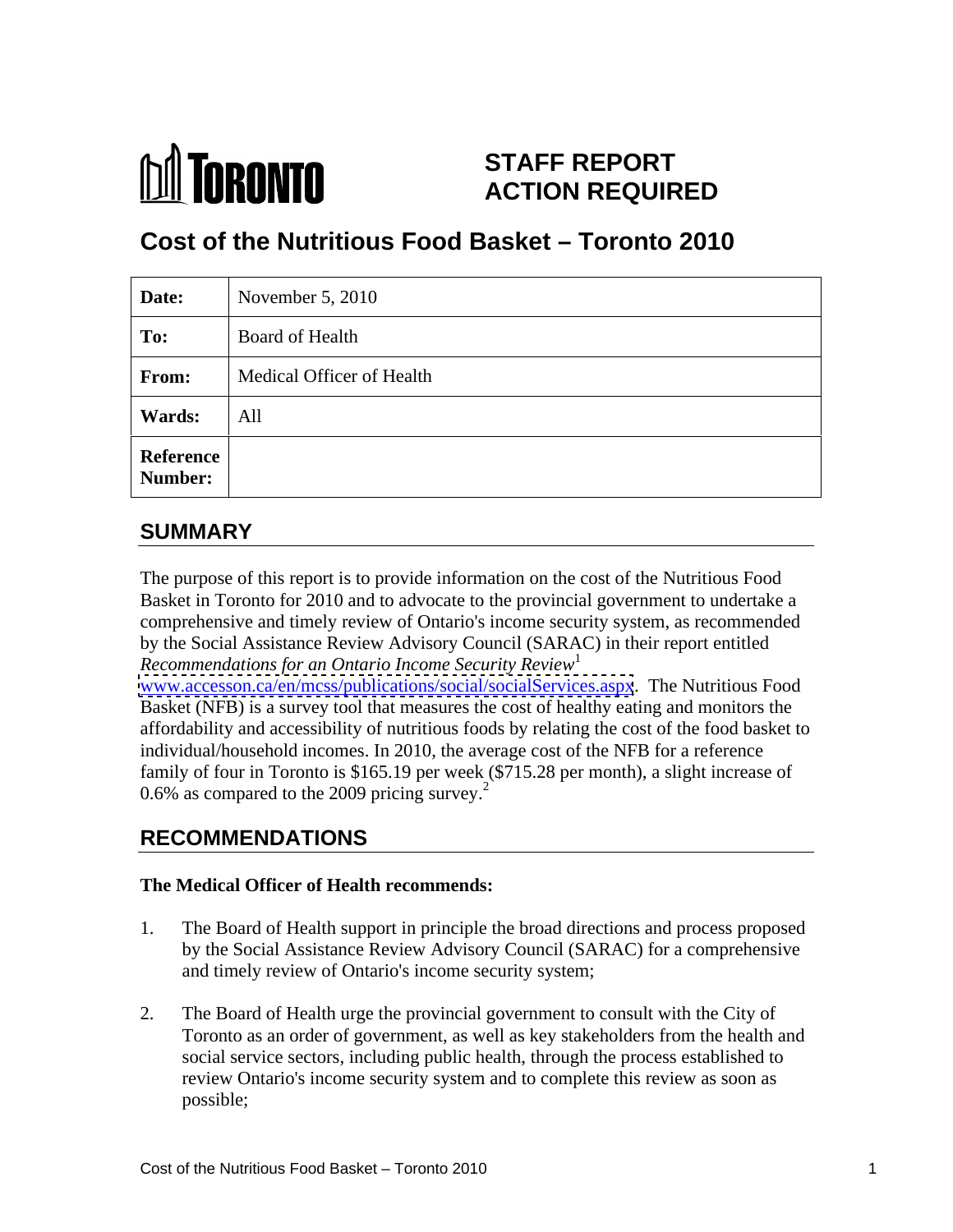# STAFF REPORT ACTION REQUIRED

## Cost of the Nutritious Food Basket – Toronto 2010

| **Date:** | November 5, 2010 |
|---|---|
| **To:** | Board of Health |
| **From:** | Medical Officer of Health |
| **Wards:** | All |
| **Reference Number:** | |

## SUMMARY

The purpose of this report is to provide information on the cost of the Nutritious Food Basket in Toronto for 2010 and to advocate to the provincial government to undertake a comprehensive and timely review of Ontario's income security system, as recommended by the Social Assistance Review Advisory Council (SARAC) in their report entitled *Recommendations for an Ontario Income Security Review*[1] www.accesson.ca/en/mcss/publications/social/socialServices.aspx. The Nutritious Food Basket (NFB) is a survey tool that measures the cost of healthy eating and monitors the affordability and accessibility of nutritious foods by relating the cost of the food basket to individual/household incomes. In 2010, the average cost of the NFB for a reference family of four in Toronto is $165.19 per week ($715.28 per month), a slight increase of 0.6% as compared to the 2009 pricing survey.[2]

## RECOMMENDATIONS

**The Medical Officer of Health recommends:**

1. The Board of Health support in principle the broad directions and process proposed by the Social Assistance Review Advisory Council (SARAC) for a comprehensive and timely review of Ontario's income security system;

2. The Board of Health urge the provincial government to consult with the City of Toronto as an order of government, as well as key stakeholders from the health and social service sectors, including public health, through the process established to review Ontario's income security system and to complete this review as soon as possible;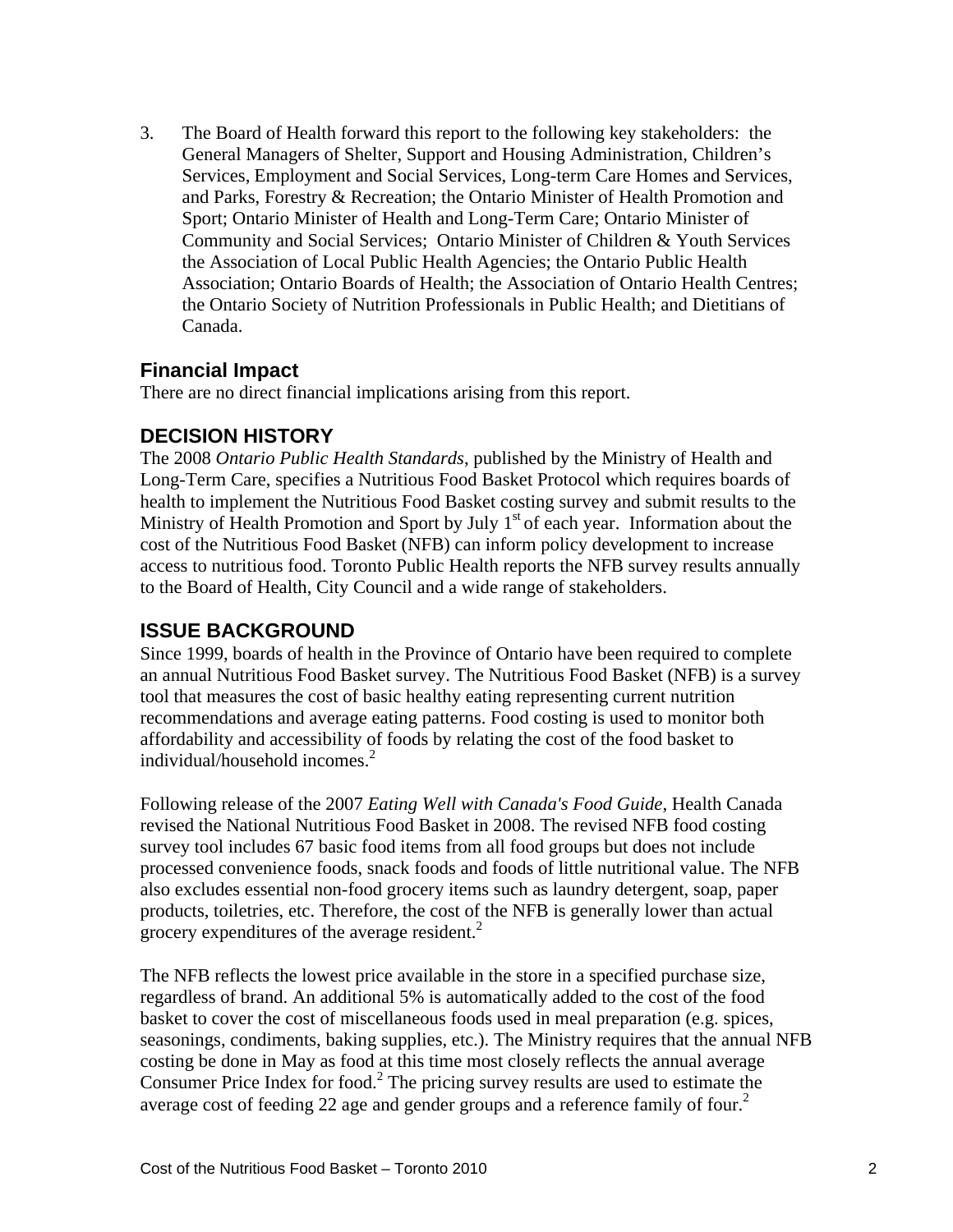3. The Board of Health forward this report to the following key stakeholders: the General Managers of Shelter, Support and Housing Administration, Children's Services, Employment and Social Services, Long-term Care Homes and Services, and Parks, Forestry & Recreation; the Ontario Minister of Health Promotion and Sport; Ontario Minister of Health and Long-Term Care; Ontario Minister of Community and Social Services; Ontario Minister of Children & Youth Services the Association of Local Public Health Agencies; the Ontario Public Health Association; Ontario Boards of Health; the Association of Ontario Health Centres; the Ontario Society of Nutrition Professionals in Public Health; and Dietitians of Canada.

### Financial Impact

There are no direct financial implications arising from this report.

## DECISION HISTORY

The 2008 *Ontario Public Health Standards*, published by the Ministry of Health and Long-Term Care, specifies a Nutritious Food Basket Protocol which requires boards of health to implement the Nutritious Food Basket costing survey and submit results to the Ministry of Health Promotion and Sport by July 1st of each year. Information about the cost of the Nutritious Food Basket (NFB) can inform policy development to increase access to nutritious food. Toronto Public Health reports the NFB survey results annually to the Board of Health, City Council and a wide range of stakeholders.

## ISSUE BACKGROUND

Since 1999, boards of health in the Province of Ontario have been required to complete an annual Nutritious Food Basket survey. The Nutritious Food Basket (NFB) is a survey tool that measures the cost of basic healthy eating representing current nutrition recommendations and average eating patterns. Food costing is used to monitor both affordability and accessibility of foods by relating the cost of the food basket to individual/household incomes.[2]

Following release of the 2007 *Eating Well with Canada's Food Guide*, Health Canada revised the National Nutritious Food Basket in 2008. The revised NFB food costing survey tool includes 67 basic food items from all food groups but does not include processed convenience foods, snack foods and foods of little nutritional value. The NFB also excludes essential non-food grocery items such as laundry detergent, soap, paper products, toiletries, etc. Therefore, the cost of the NFB is generally lower than actual grocery expenditures of the average resident.[2]

The NFB reflects the lowest price available in the store in a specified purchase size, regardless of brand. An additional 5% is automatically added to the cost of the food basket to cover the cost of miscellaneous foods used in meal preparation (e.g. spices, seasonings, condiments, baking supplies, etc.). The Ministry requires that the annual NFB costing be done in May as food at this time most closely reflects the annual average Consumer Price Index for food.[2] The pricing survey results are used to estimate the average cost of feeding 22 age and gender groups and a reference family of four.[2]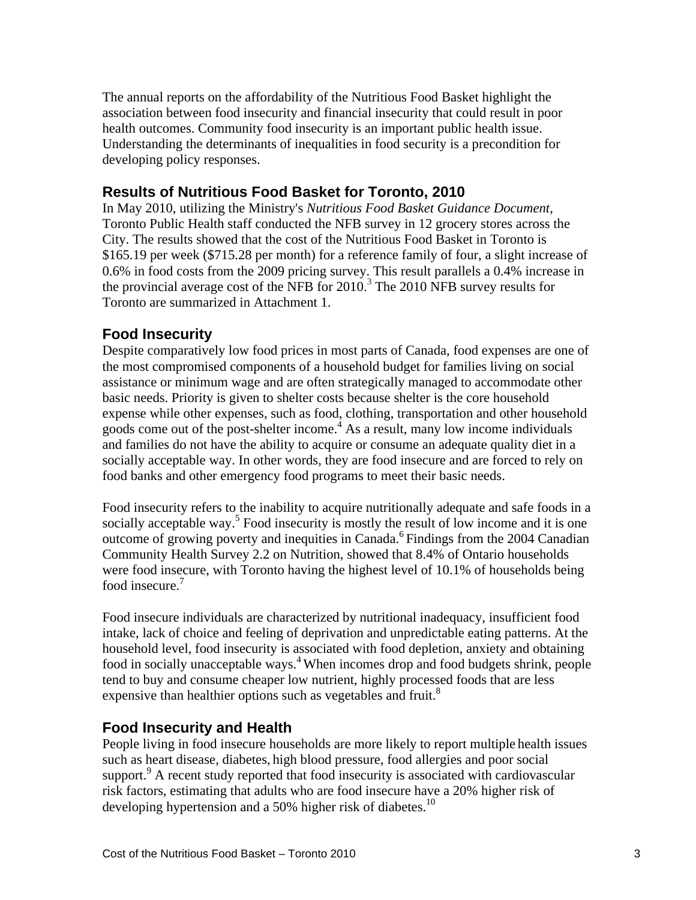The annual reports on the affordability of the Nutritious Food Basket highlight the association between food insecurity and financial insecurity that could result in poor health outcomes. Community food insecurity is an important public health issue. Understanding the determinants of inequalities in food security is a precondition for developing policy responses.

## Results of Nutritious Food Basket for Toronto, 2010

In May 2010, utilizing the Ministry's *Nutritious Food Basket Guidance Document*, Toronto Public Health staff conducted the NFB survey in 12 grocery stores across the City. The results showed that the cost of the Nutritious Food Basket in Toronto is $165.19 per week ($715.28 per month) for a reference family of four, a slight increase of 0.6% in food costs from the 2009 pricing survey. This result parallels a 0.4% increase in the provincial average cost of the NFB for 2010.[3] The 2010 NFB survey results for Toronto are summarized in Attachment 1.

## Food Insecurity

Despite comparatively low food prices in most parts of Canada, food expenses are one of the most compromised components of a household budget for families living on social assistance or minimum wage and are often strategically managed to accommodate other basic needs. Priority is given to shelter costs because shelter is the core household expense while other expenses, such as food, clothing, transportation and other household goods come out of the post-shelter income.[4] As a result, many low income individuals and families do not have the ability to acquire or consume an adequate quality diet in a socially acceptable way. In other words, they are food insecure and are forced to rely on food banks and other emergency food programs to meet their basic needs.

Food insecurity refers to the inability to acquire nutritionally adequate and safe foods in a socially acceptable way.[5] Food insecurity is mostly the result of low income and it is one outcome of growing poverty and inequities in Canada.[6] Findings from the 2004 Canadian Community Health Survey 2.2 on Nutrition, showed that 8.4% of Ontario households were food insecure, with Toronto having the highest level of 10.1% of households being food insecure.[7]

Food insecure individuals are characterized by nutritional inadequacy, insufficient food intake, lack of choice and feeling of deprivation and unpredictable eating patterns. At the household level, food insecurity is associated with food depletion, anxiety and obtaining food in socially unacceptable ways.[4] When incomes drop and food budgets shrink, people tend to buy and consume cheaper low nutrient, highly processed foods that are less expensive than healthier options such as vegetables and fruit.[8]

## Food Insecurity and Health

People living in food insecure households are more likely to report multiple health issues such as heart disease, diabetes, high blood pressure, food allergies and poor social support.[9] A recent study reported that food insecurity is associated with cardiovascular risk factors, estimating that adults who are food insecure have a 20% higher risk of developing hypertension and a 50% higher risk of diabetes.[10]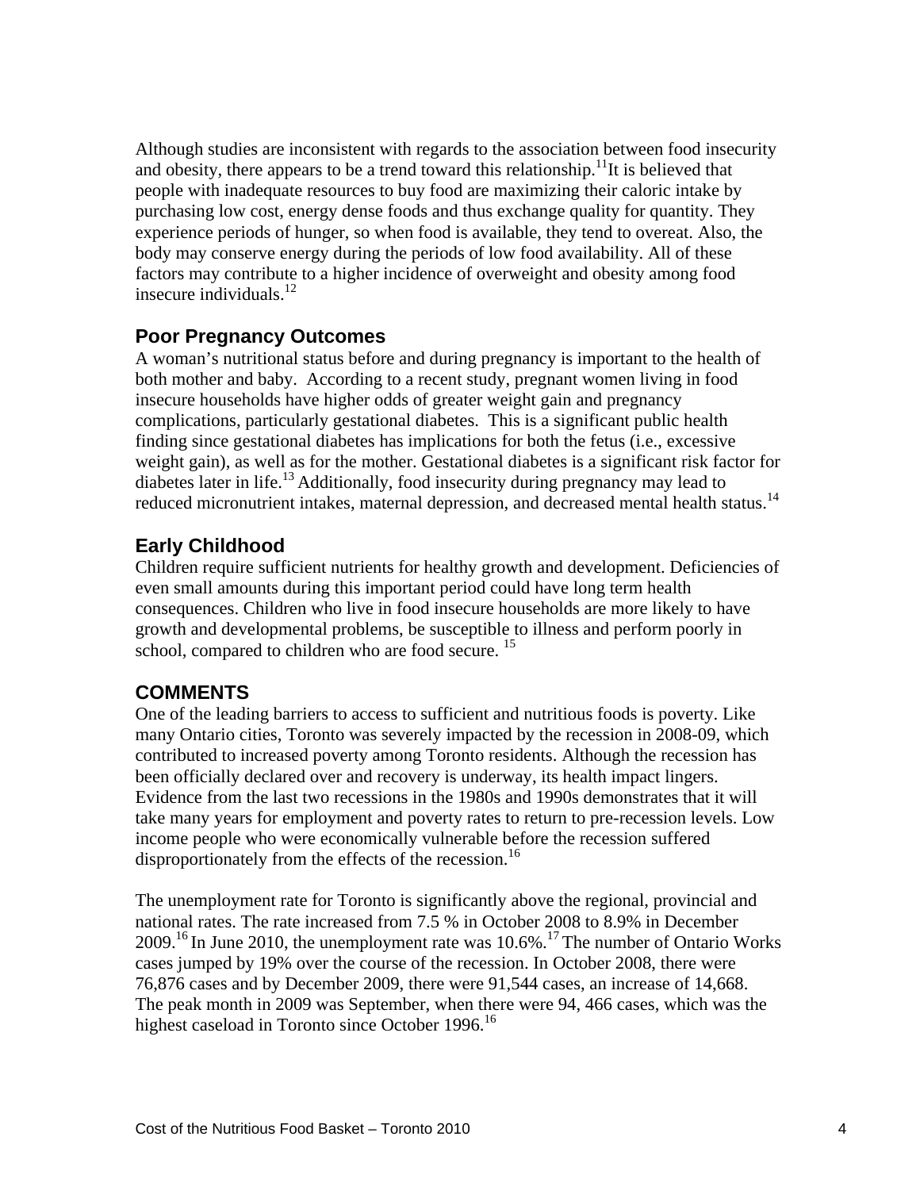Although studies are inconsistent with regards to the association between food insecurity and obesity, there appears to be a trend toward this relationship.[11] It is believed that people with inadequate resources to buy food are maximizing their caloric intake by purchasing low cost, energy dense foods and thus exchange quality for quantity. They experience periods of hunger, so when food is available, they tend to overeat. Also, the body may conserve energy during the periods of low food availability. All of these factors may contribute to a higher incidence of overweight and obesity among food insecure individuals.[12]

## Poor Pregnancy Outcomes

A woman's nutritional status before and during pregnancy is important to the health of both mother and baby. According to a recent study, pregnant women living in food insecure households have higher odds of greater weight gain and pregnancy complications, particularly gestational diabetes. This is a significant public health finding since gestational diabetes has implications for both the fetus (i.e., excessive weight gain), as well as for the mother. Gestational diabetes is a significant risk factor for diabetes later in life.[13] Additionally, food insecurity during pregnancy may lead to reduced micronutrient intakes, maternal depression, and decreased mental health status.[14]

## Early Childhood

Children require sufficient nutrients for healthy growth and development. Deficiencies of even small amounts during this important period could have long term health consequences. Children who live in food insecure households are more likely to have growth and developmental problems, be susceptible to illness and perform poorly in school, compared to children who are food secure.[15]

## COMMENTS

One of the leading barriers to access to sufficient and nutritious foods is poverty. Like many Ontario cities, Toronto was severely impacted by the recession in 2008-09, which contributed to increased poverty among Toronto residents. Although the recession has been officially declared over and recovery is underway, its health impact lingers. Evidence from the last two recessions in the 1980s and 1990s demonstrates that it will take many years for employment and poverty rates to return to pre-recession levels. Low income people who were economically vulnerable before the recession suffered disproportionately from the effects of the recession.[16]

The unemployment rate for Toronto is significantly above the regional, provincial and national rates. The rate increased from 7.5 % in October 2008 to 8.9% in December 2009.[16] In June 2010, the unemployment rate was 10.6%.[17] The number of Ontario Works cases jumped by 19% over the course of the recession. In October 2008, there were 76,876 cases and by December 2009, there were 91,544 cases, an increase of 14,668. The peak month in 2009 was September, when there were 94, 466 cases, which was the highest caseload in Toronto since October 1996.[16]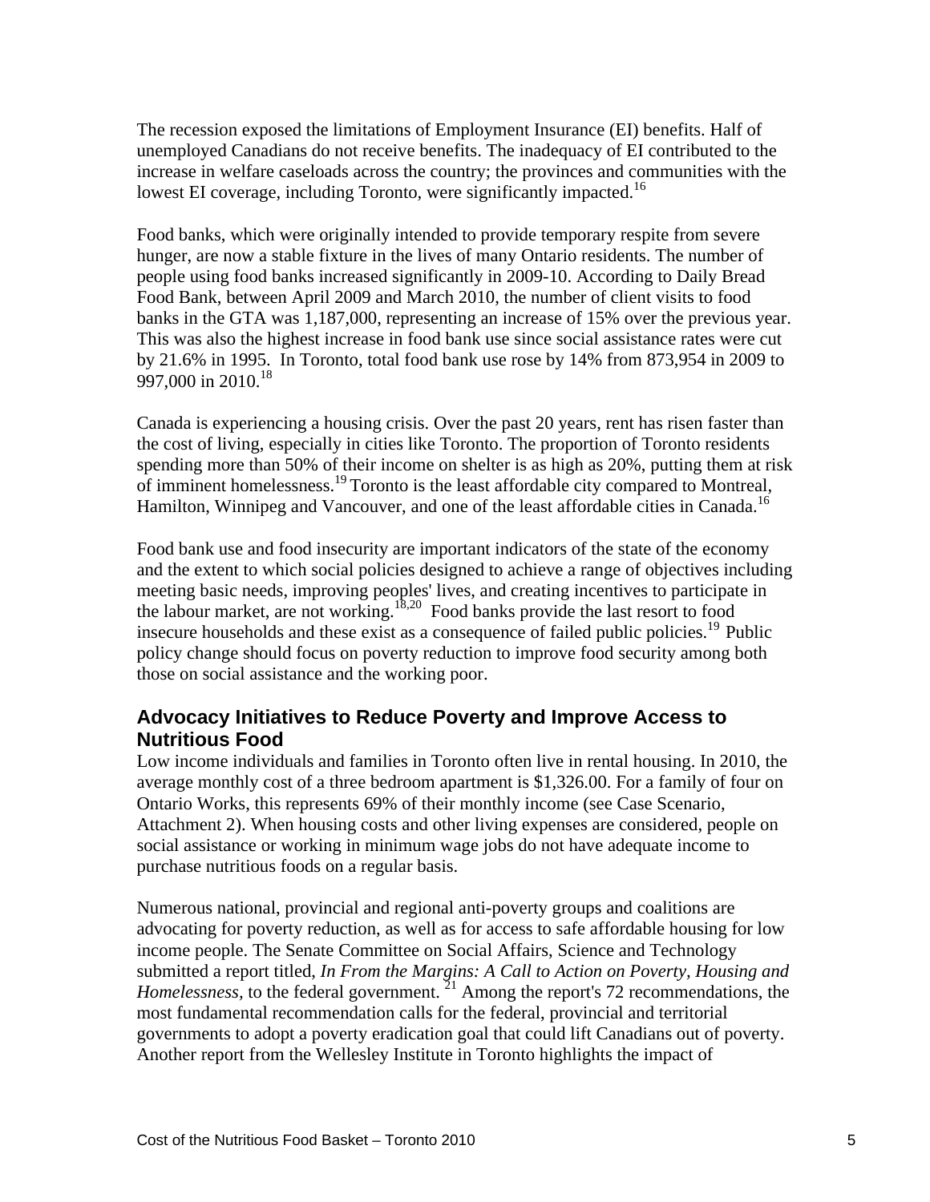The recession exposed the limitations of Employment Insurance (EI) benefits. Half of unemployed Canadians do not receive benefits. The inadequacy of EI contributed to the increase in welfare caseloads across the country; the provinces and communities with the lowest EI coverage, including Toronto, were significantly impacted.[16]

Food banks, which were originally intended to provide temporary respite from severe hunger, are now a stable fixture in the lives of many Ontario residents. The number of people using food banks increased significantly in 2009-10. According to Daily Bread Food Bank, between April 2009 and March 2010, the number of client visits to food banks in the GTA was 1,187,000, representing an increase of 15% over the previous year. This was also the highest increase in food bank use since social assistance rates were cut by 21.6% in 1995. In Toronto, total food bank use rose by 14% from 873,954 in 2009 to 997,000 in 2010.[18]

Canada is experiencing a housing crisis. Over the past 20 years, rent has risen faster than the cost of living, especially in cities like Toronto. The proportion of Toronto residents spending more than 50% of their income on shelter is as high as 20%, putting them at risk of imminent homelessness.[19] Toronto is the least affordable city compared to Montreal, Hamilton, Winnipeg and Vancouver, and one of the least affordable cities in Canada.[16]

Food bank use and food insecurity are important indicators of the state of the economy and the extent to which social policies designed to achieve a range of objectives including meeting basic needs, improving peoples' lives, and creating incentives to participate in the labour market, are not working.[18,20] Food banks provide the last resort to food insecure households and these exist as a consequence of failed public policies.[19] Public policy change should focus on poverty reduction to improve food security among both those on social assistance and the working poor.

## Advocacy Initiatives to Reduce Poverty and Improve Access to Nutritious Food

Low income individuals and families in Toronto often live in rental housing. In 2010, the average monthly cost of a three bedroom apartment is $1,326.00. For a family of four on Ontario Works, this represents 69% of their monthly income (see Case Scenario, Attachment 2). When housing costs and other living expenses are considered, people on social assistance or working in minimum wage jobs do not have adequate income to purchase nutritious foods on a regular basis.

Numerous national, provincial and regional anti-poverty groups and coalitions are advocating for poverty reduction, as well as for access to safe affordable housing for low income people. The Senate Committee on Social Affairs, Science and Technology submitted a report titled, *In From the Margins: A Call to Action on Poverty, Housing and Homelessness,* to the federal government.[21] Among the report's 72 recommendations, the most fundamental recommendation calls for the federal, provincial and territorial governments to adopt a poverty eradication goal that could lift Canadians out of poverty. Another report from the Wellesley Institute in Toronto highlights the impact of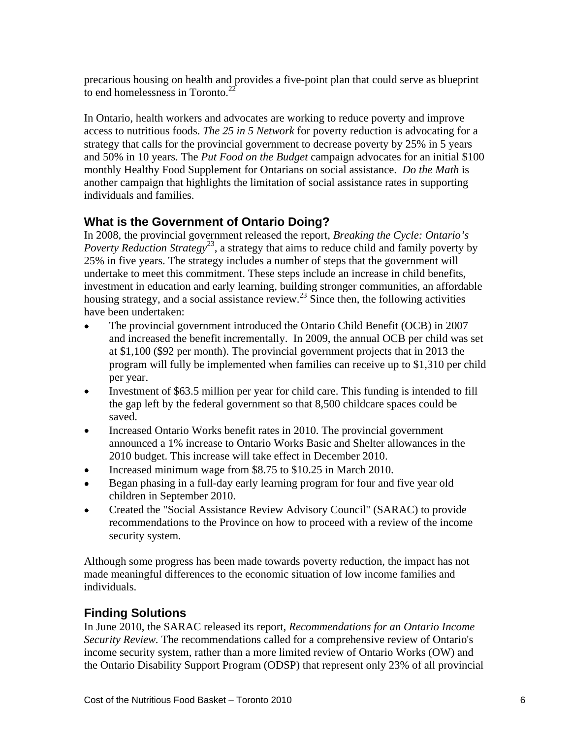precarious housing on health and provides a five-point plan that could serve as blueprint to end homelessness in Toronto.[22]

In Ontario, health workers and advocates are working to reduce poverty and improve access to nutritious foods. *The 25 in 5 Network* for poverty reduction is advocating for a strategy that calls for the provincial government to decrease poverty by 25% in 5 years and 50% in 10 years. The *Put Food on the Budget* campaign advocates for an initial $100 monthly Healthy Food Supplement for Ontarians on social assistance. *Do the Math* is another campaign that highlights the limitation of social assistance rates in supporting individuals and families.

## What is the Government of Ontario Doing?

In 2008, the provincial government released the report, *Breaking the Cycle: Ontario's Poverty Reduction Strategy*[23], a strategy that aims to reduce child and family poverty by 25% in five years. The strategy includes a number of steps that the government will undertake to meet this commitment. These steps include an increase in child benefits, investment in education and early learning, building stronger communities, an affordable housing strategy, and a social assistance review.[23] Since then, the following activities have been undertaken:

- The provincial government introduced the Ontario Child Benefit (OCB) in 2007 and increased the benefit incrementally. In 2009, the annual OCB per child was set at $1,100 ($92 per month). The provincial government projects that in 2013 the program will fully be implemented when families can receive up to $1,310 per child per year.
- Investment of $63.5 million per year for child care. This funding is intended to fill the gap left by the federal government so that 8,500 childcare spaces could be saved.
- Increased Ontario Works benefit rates in 2010. The provincial government announced a 1% increase to Ontario Works Basic and Shelter allowances in the 2010 budget. This increase will take effect in December 2010.
- Increased minimum wage from $8.75 to $10.25 in March 2010.
- Began phasing in a full-day early learning program for four and five year old children in September 2010.
- Created the "Social Assistance Review Advisory Council" (SARAC) to provide recommendations to the Province on how to proceed with a review of the income security system.

Although some progress has been made towards poverty reduction, the impact has not made meaningful differences to the economic situation of low income families and individuals.

## Finding Solutions

In June 2010, the SARAC released its report, *Recommendations for an Ontario Income Security Review.* The recommendations called for a comprehensive review of Ontario's income security system, rather than a more limited review of Ontario Works (OW) and the Ontario Disability Support Program (ODSP) that represent only 23% of all provincial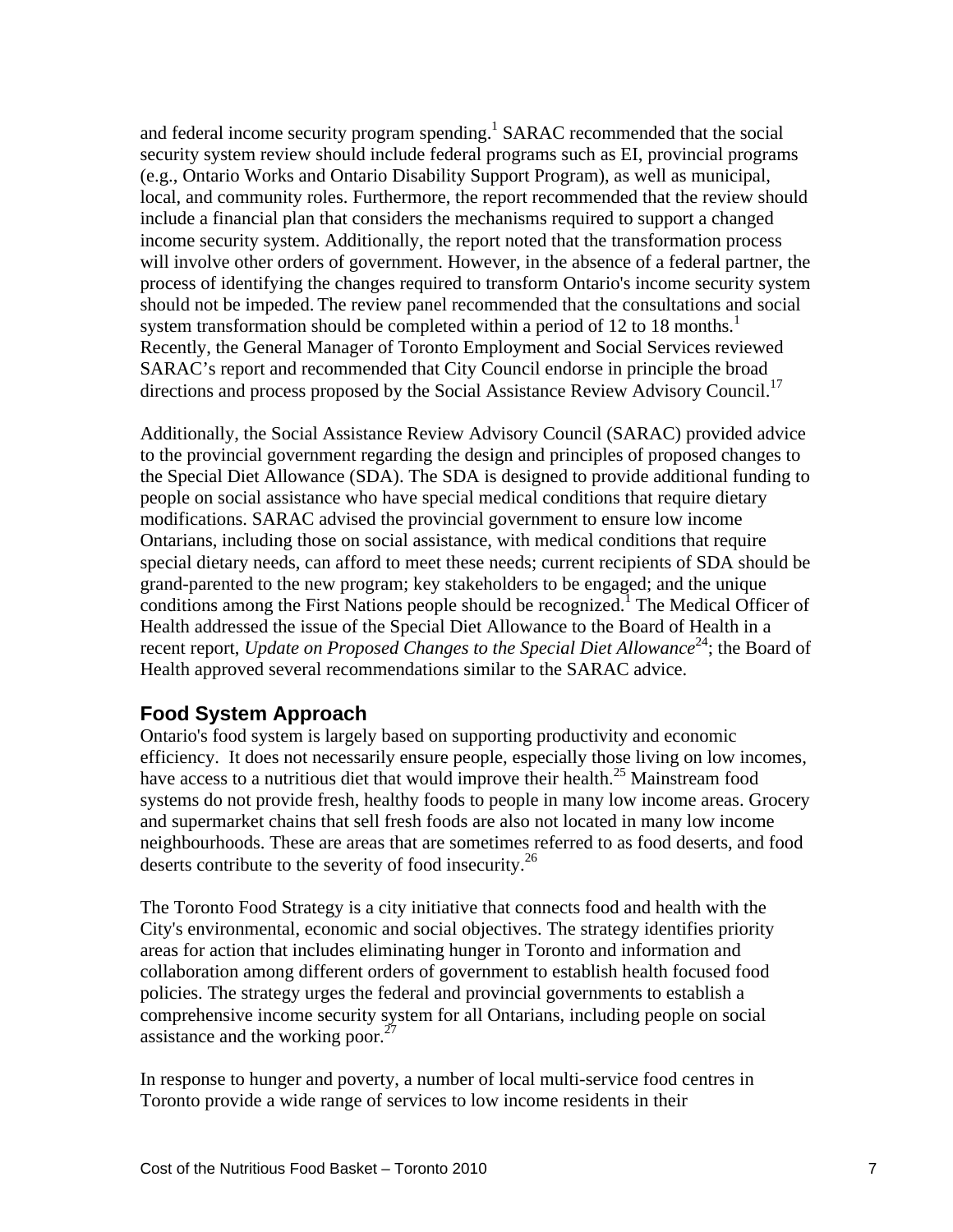and federal income security program spending.[1] SARAC recommended that the social security system review should include federal programs such as EI, provincial programs (e.g., Ontario Works and Ontario Disability Support Program), as well as municipal, local, and community roles. Furthermore, the report recommended that the review should include a financial plan that considers the mechanisms required to support a changed income security system. Additionally, the report noted that the transformation process will involve other orders of government. However, in the absence of a federal partner, the process of identifying the changes required to transform Ontario's income security system should not be impeded. The review panel recommended that the consultations and social system transformation should be completed within a period of 12 to 18 months.[1] Recently, the General Manager of Toronto Employment and Social Services reviewed SARAC's report and recommended that City Council endorse in principle the broad directions and process proposed by the Social Assistance Review Advisory Council.[17]

Additionally, the Social Assistance Review Advisory Council (SARAC) provided advice to the provincial government regarding the design and principles of proposed changes to the Special Diet Allowance (SDA). The SDA is designed to provide additional funding to people on social assistance who have special medical conditions that require dietary modifications. SARAC advised the provincial government to ensure low income Ontarians, including those on social assistance, with medical conditions that require special dietary needs, can afford to meet these needs; current recipients of SDA should be grand-parented to the new program; key stakeholders to be engaged; and the unique conditions among the First Nations people should be recognized.[1] The Medical Officer of Health addressed the issue of the Special Diet Allowance to the Board of Health in a recent report, *Update on Proposed Changes to the Special Diet Allowance*[24]; the Board of Health approved several recommendations similar to the SARAC advice.

## Food System Approach

Ontario's food system is largely based on supporting productivity and economic efficiency. It does not necessarily ensure people, especially those living on low incomes, have access to a nutritious diet that would improve their health.[25] Mainstream food systems do not provide fresh, healthy foods to people in many low income areas. Grocery and supermarket chains that sell fresh foods are also not located in many low income neighbourhoods. These are areas that are sometimes referred to as food deserts, and food deserts contribute to the severity of food insecurity.[26]

The Toronto Food Strategy is a city initiative that connects food and health with the City's environmental, economic and social objectives. The strategy identifies priority areas for action that includes eliminating hunger in Toronto and information and collaboration among different orders of government to establish health focused food policies. The strategy urges the federal and provincial governments to establish a comprehensive income security system for all Ontarians, including people on social assistance and the working poor.[27]

In response to hunger and poverty, a number of local multi-service food centres in Toronto provide a wide range of services to low income residents in their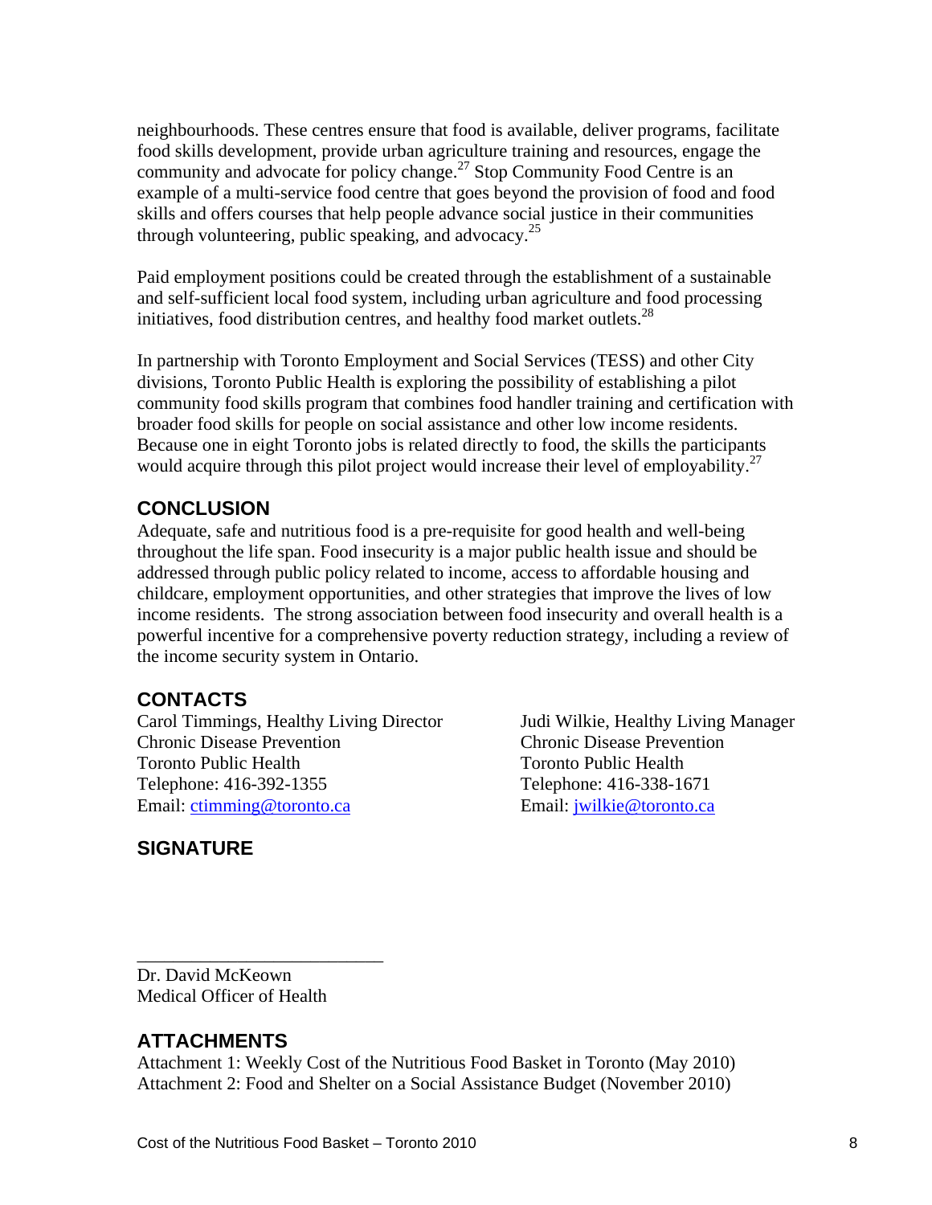neighbourhoods. These centres ensure that food is available, deliver programs, facilitate food skills development, provide urban agriculture training and resources, engage the community and advocate for policy change.[27] Stop Community Food Centre is an example of a multi-service food centre that goes beyond the provision of food and food skills and offers courses that help people advance social justice in their communities through volunteering, public speaking, and advocacy.[25]

Paid employment positions could be created through the establishment of a sustainable and self-sufficient local food system, including urban agriculture and food processing initiatives, food distribution centres, and healthy food market outlets.[28]

In partnership with Toronto Employment and Social Services (TESS) and other City divisions, Toronto Public Health is exploring the possibility of establishing a pilot community food skills program that combines food handler training and certification with broader food skills for people on social assistance and other low income residents. Because one in eight Toronto jobs is related directly to food, the skills the participants would acquire through this pilot project would increase their level of employability.[27]

## CONCLUSION

Adequate, safe and nutritious food is a pre-requisite for good health and well-being throughout the life span. Food insecurity is a major public health issue and should be addressed through public policy related to income, access to affordable housing and childcare, employment opportunities, and other strategies that improve the lives of low income residents. The strong association between food insecurity and overall health is a powerful incentive for a comprehensive poverty reduction strategy, including a review of the income security system in Ontario.

## CONTACTS

Carol Timmings, Healthy Living Director
Chronic Disease Prevention
Toronto Public Health
Telephone: 416-392-1355
Email: ctimming@toronto.ca

Judi Wilkie, Healthy Living Manager
Chronic Disease Prevention
Toronto Public Health
Telephone: 416-338-1671
Email: jwilkie@toronto.ca

## SIGNATURE

_______________________________

Dr. David McKeown
Medical Officer of Health

## ATTACHMENTS

Attachment 1: Weekly Cost of the Nutritious Food Basket in Toronto (May 2010)
Attachment 2: Food and Shelter on a Social Assistance Budget (November 2010)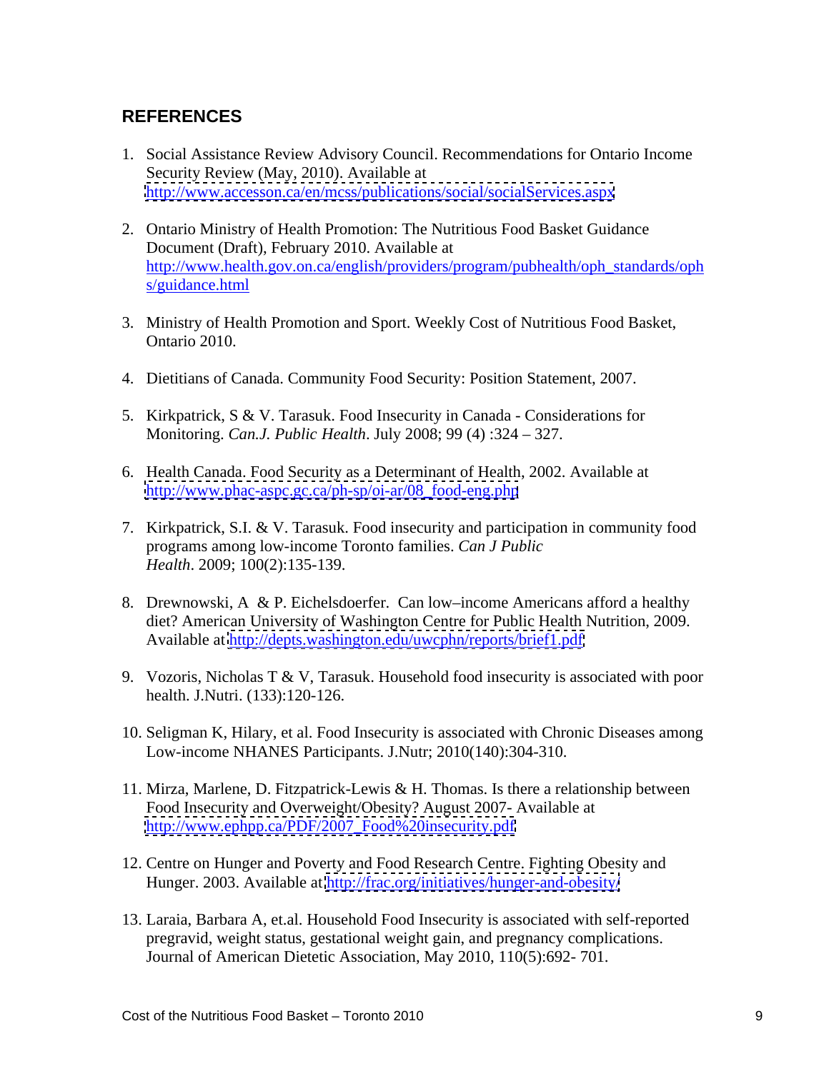## REFERENCES

1. Social Assistance Review Advisory Council. Recommendations for Ontario Income Security Review (May, 2010). Available at http://www.accesson.ca/en/mcss/publications/social/socialServices.aspx

2. Ontario Ministry of Health Promotion: The Nutritious Food Basket Guidance Document (Draft), February 2010. Available at http://www.health.gov.on.ca/english/providers/program/pubhealth/oph_standards/ophs/guidance.html

3. Ministry of Health Promotion and Sport. Weekly Cost of Nutritious Food Basket, Ontario 2010.

4. Dietitians of Canada. Community Food Security: Position Statement, 2007.

5. Kirkpatrick, S & V. Tarasuk. Food Insecurity in Canada - Considerations for Monitoring. *Can.J. Public Health*. July 2008; 99 (4) :324 – 327.

6. Health Canada. Food Security as a Determinant of Health, 2002. Available at http://www.phac-aspc.gc.ca/ph-sp/oi-ar/08_food-eng.php

7. Kirkpatrick, S.I. & V. Tarasuk. Food insecurity and participation in community food programs among low-income Toronto families. *Can J Public Health*. 2009; 100(2):135-139.

8. Drewnowski, A & P. Eichelsdoerfer. Can low–income Americans afford a healthy diet? American University of Washington Centre for Public Health Nutrition, 2009. Available at http://depts.washington.edu/uwcphn/reports/brief1.pdf

9. Vozoris, Nicholas T & V, Tarasuk. Household food insecurity is associated with poor health. J.Nutri. (133):120-126.

10. Seligman K, Hilary, et al. Food Insecurity is associated with Chronic Diseases among Low-income NHANES Participants. J.Nutr; 2010(140):304-310.

11. Mirza, Marlene, D. Fitzpatrick-Lewis & H. Thomas. Is there a relationship between Food Insecurity and Overweight/Obesity? August 2007- Available at http://www.ephpp.ca/PDF/2007_Food%20insecurity.pdf

12. Centre on Hunger and Poverty and Food Research Centre. Fighting Obesity and Hunger. 2003. Available at http://frac.org/initiatives/hunger-and-obesity/

13. Laraia, Barbara A, et.al. Household Food Insecurity is associated with self-reported pregravid, weight status, gestational weight gain, and pregnancy complications. Journal of American Dietetic Association, May 2010, 110(5):692- 701.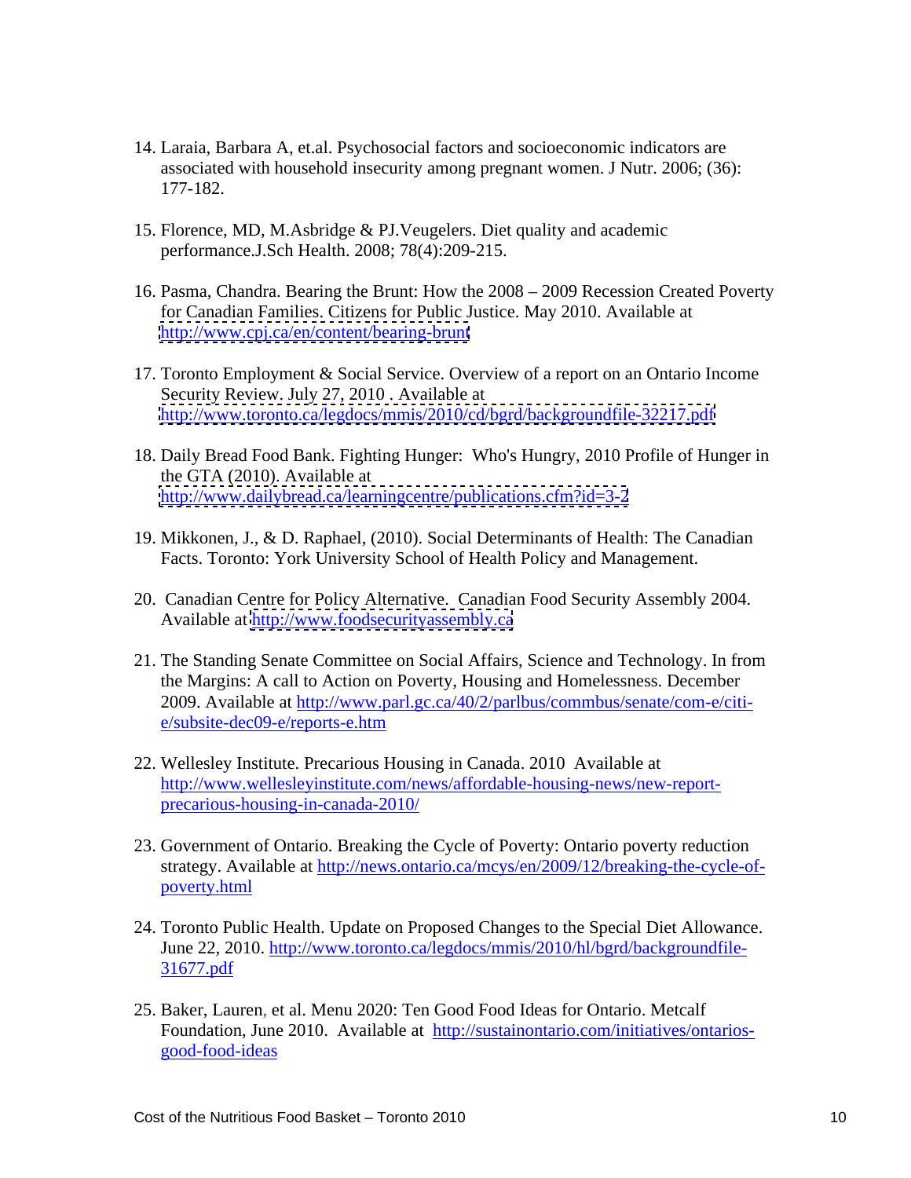14. Laraia, Barbara A, et.al. Psychosocial factors and socioeconomic indicators are associated with household insecurity among pregnant women. J Nutr. 2006; (36): 177-182.

15. Florence, MD, M.Asbridge & PJ.Veugelers. Diet quality and academic performance.J.Sch Health. 2008; 78(4):209-215.

16. Pasma, Chandra. Bearing the Brunt: How the 2008 – 2009 Recession Created Poverty for Canadian Families. Citizens for Public Justice. May 2010. Available at http://www.cpj.ca/en/content/bearing-brunt

17. Toronto Employment & Social Service. Overview of a report on an Ontario Income Security Review. July 27, 2010 . Available at http://www.toronto.ca/legdocs/mmis/2010/cd/bgrd/backgroundfile-32217.pdf

18. Daily Bread Food Bank. Fighting Hunger: Who's Hungry, 2010 Profile of Hunger in the GTA (2010). Available at http://www.dailybread.ca/learningcentre/publications.cfm?id=3-2

19. Mikkonen, J., & D. Raphael, (2010). Social Determinants of Health: The Canadian Facts. Toronto: York University School of Health Policy and Management.

20. Canadian Centre for Policy Alternative. Canadian Food Security Assembly 2004. Available at http://www.foodsecurityassembly.ca

21. The Standing Senate Committee on Social Affairs, Science and Technology. In from the Margins: A call to Action on Poverty, Housing and Homelessness. December 2009. Available at http://www.parl.gc.ca/40/2/parlbus/commbus/senate/com-e/citi-e/subsite-dec09-e/reports-e.htm

22. Wellesley Institute. Precarious Housing in Canada. 2010 Available at http://www.wellesleyinstitute.com/news/affordable-housing-news/new-report-precarious-housing-in-canada-2010/

23. Government of Ontario. Breaking the Cycle of Poverty: Ontario poverty reduction strategy. Available at http://news.ontario.ca/mcys/en/2009/12/breaking-the-cycle-of-poverty.html

24. Toronto Public Health. Update on Proposed Changes to the Special Diet Allowance. June 22, 2010. http://www.toronto.ca/legdocs/mmis/2010/hl/bgrd/backgroundfile-31677.pdf

25. Baker, Lauren, et al. Menu 2020: Ten Good Food Ideas for Ontario. Metcalf Foundation, June 2010. Available at http://sustainontario.com/initiatives/ontarios-good-food-ideas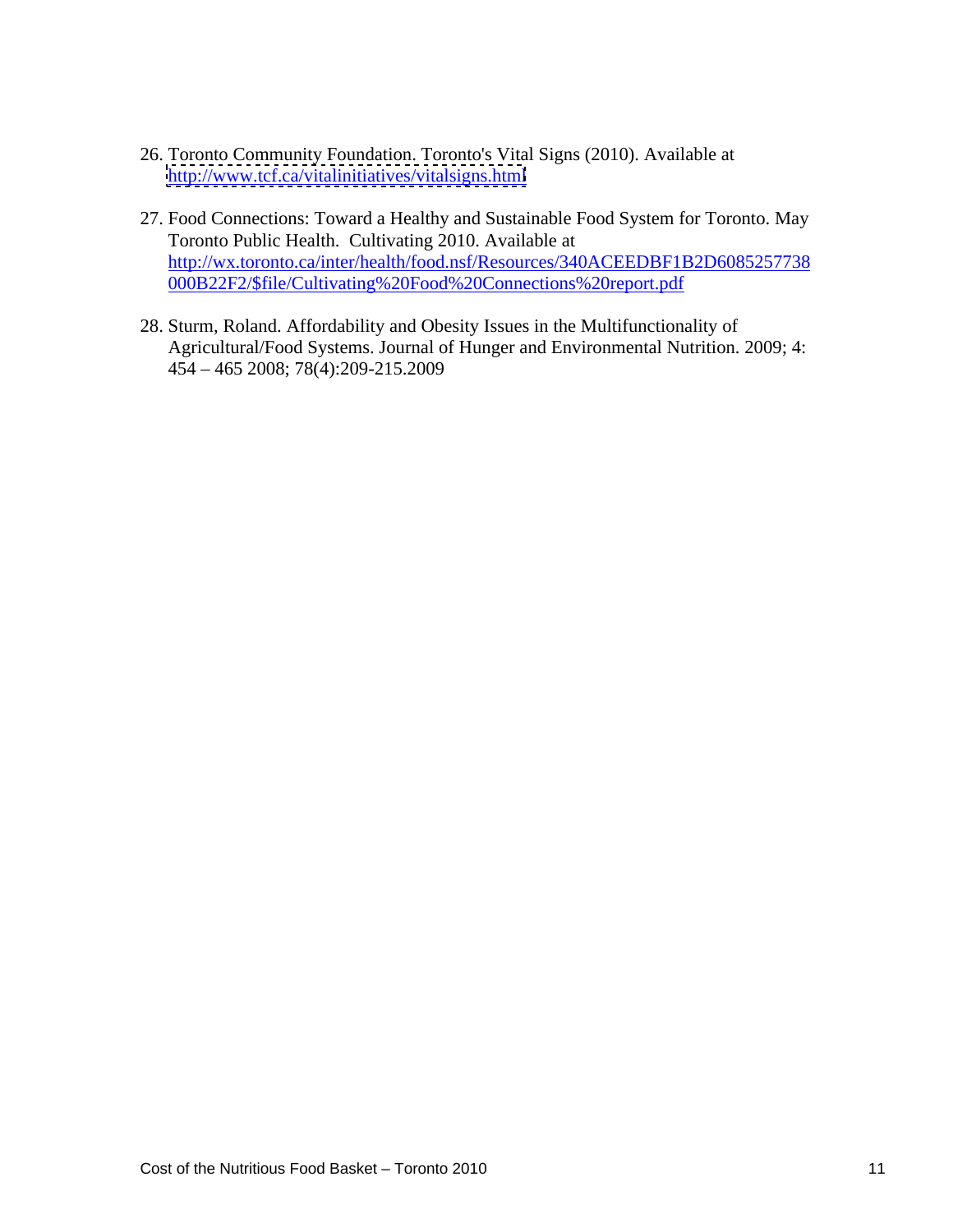26. Toronto Community Foundation. Toronto's Vital Signs (2010). Available at http://www.tcf.ca/vitalinitiatives/vitalsigns.html

27. Food Connections: Toward a Healthy and Sustainable Food System for Toronto. May Toronto Public Health. Cultivating 2010. Available at http://wx.toronto.ca/inter/health/food.nsf/Resources/340ACEEDBF1B2D6085257738000B22F2/$file/Cultivating%20Food%20Connections%20report.pdf

28. Sturm, Roland. Affordability and Obesity Issues in the Multifunctionality of Agricultural/Food Systems. Journal of Hunger and Environmental Nutrition. 2009; 4: 454 – 465 2008; 78(4):209-215.2009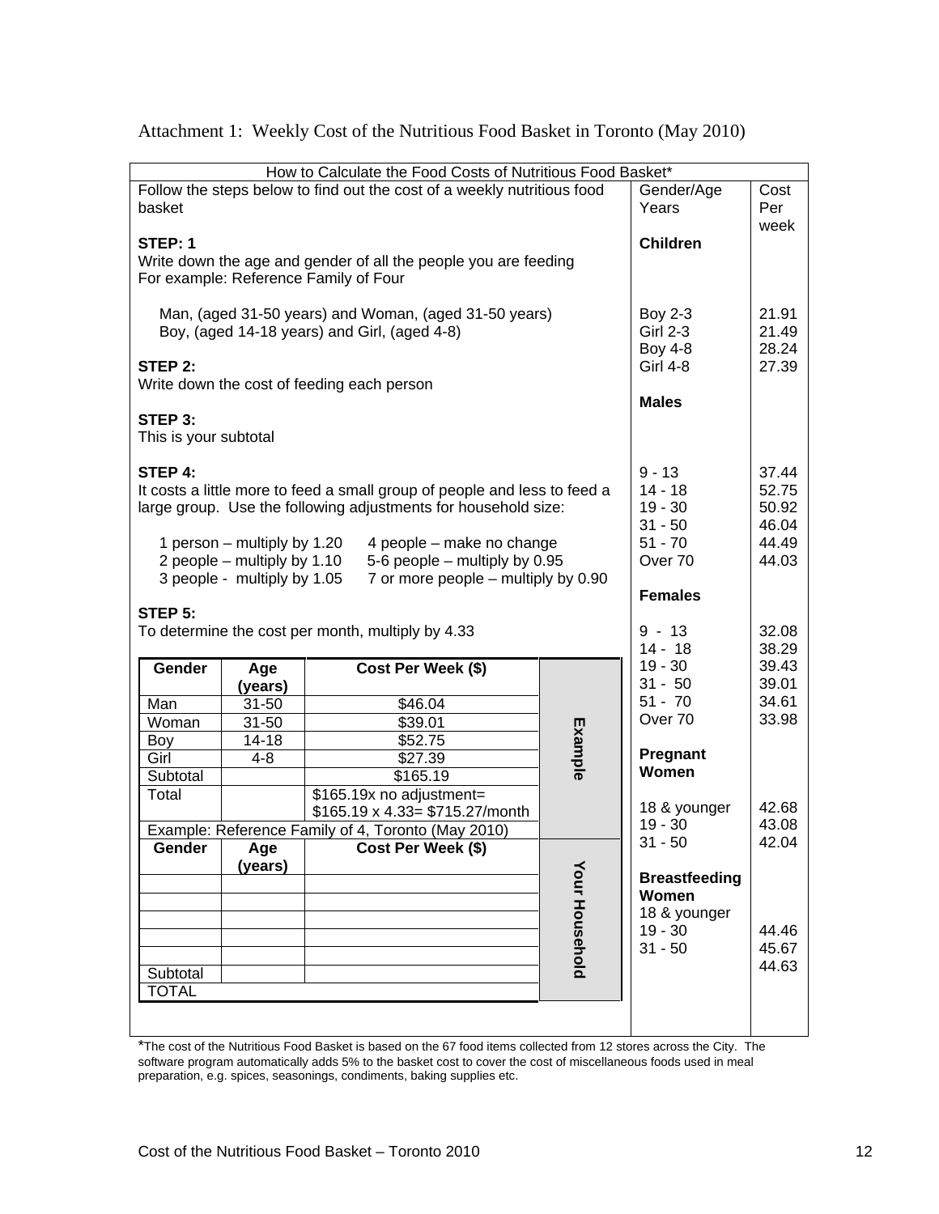Attachment 1: Weekly Cost of the Nutritious Food Basket in Toronto (May 2010)

## How to Calculate the Food Costs of Nutritious Food Basket*

Follow the steps below to find out the cost of a weekly nutritious food basket

**STEP: 1**
Write down the age and gender of all the people you are feeding
For example: Reference Family of Four

Man, (aged 31-50 years) and Woman, (aged 31-50 years)
Boy, (aged 14-18 years) and Girl, (aged 4-8)

**STEP 2:**
Write down the cost of feeding each person

**STEP 3:**
This is your subtotal

**STEP 4:**
It costs a little more to feed a small group of people and less to feed a large group. Use the following adjustments for household size:

- 1 person – multiply by 1.20
- 2 people – multiply by 1.10
- 3 people - multiply by 1.05
- 4 people – make no change
- 5-6 people – multiply by 0.95
- 7 or more people – multiply by 0.90

**STEP 5:**
To determine the cost per month, multiply by 4.33

**Example**

| Gender | Age (years) | Cost Per Week ($) |
|---|---|---|
| Man | 31-50 | $46.04 |
| Woman | 31-50 | $39.01 |
| Boy | 14-18 | $52.75 |
| Girl | 4-8 | $27.39 |
| Subtotal | | $165.19 |
| Total | | $165.19x no adjustment= $165.19 x 4.33= $715.27/month |

Example: Reference Family of 4, Toronto (May 2010)

**Your Household**

| Gender | Age (years) | Cost Per Week ($) |
|---|---|---|
| | | |
| | | |
| | | |
| | | |
| | | |
| Subtotal | | |
| TOTAL | | |

| Gender/Age Years | Cost Per week |
|---|---|
| **Children** | |
| Boy 2-3 | 21.91 |
| Girl 2-3 | 21.49 |
| Boy 4-8 | 28.24 |
| Girl 4-8 | 27.39 |
| **Males** | |
| 9 - 13 | 37.44 |
| 14 - 18 | 52.75 |
| 19 - 30 | 50.92 |
| 31 - 50 | 46.04 |
| 51 - 70 | 44.49 |
| Over 70 | 44.03 |
| **Females** | |
| 9 - 13 | 32.08 |
| 14 - 18 | 38.29 |
| 19 - 30 | 39.43 |
| 31 - 50 | 39.01 |
| 51 - 70 | 34.61 |
| Over 70 | 33.98 |
| **Pregnant Women** | |
| 18 & younger | 42.68 |
| 19 - 30 | 43.08 |
| 31 - 50 | 42.04 |
| **Breastfeeding Women** | |
| 18 & younger | 44.46 |
| 19 - 30 | 45.67 |
| 31 - 50 | 44.63 |

*The cost of the Nutritious Food Basket is based on the 67 food items collected from 12 stores across the City. The software program automatically adds 5% to the basket cost to cover the cost of miscellaneous foods used in meal preparation, e.g. spices, seasonings, condiments, baking supplies etc.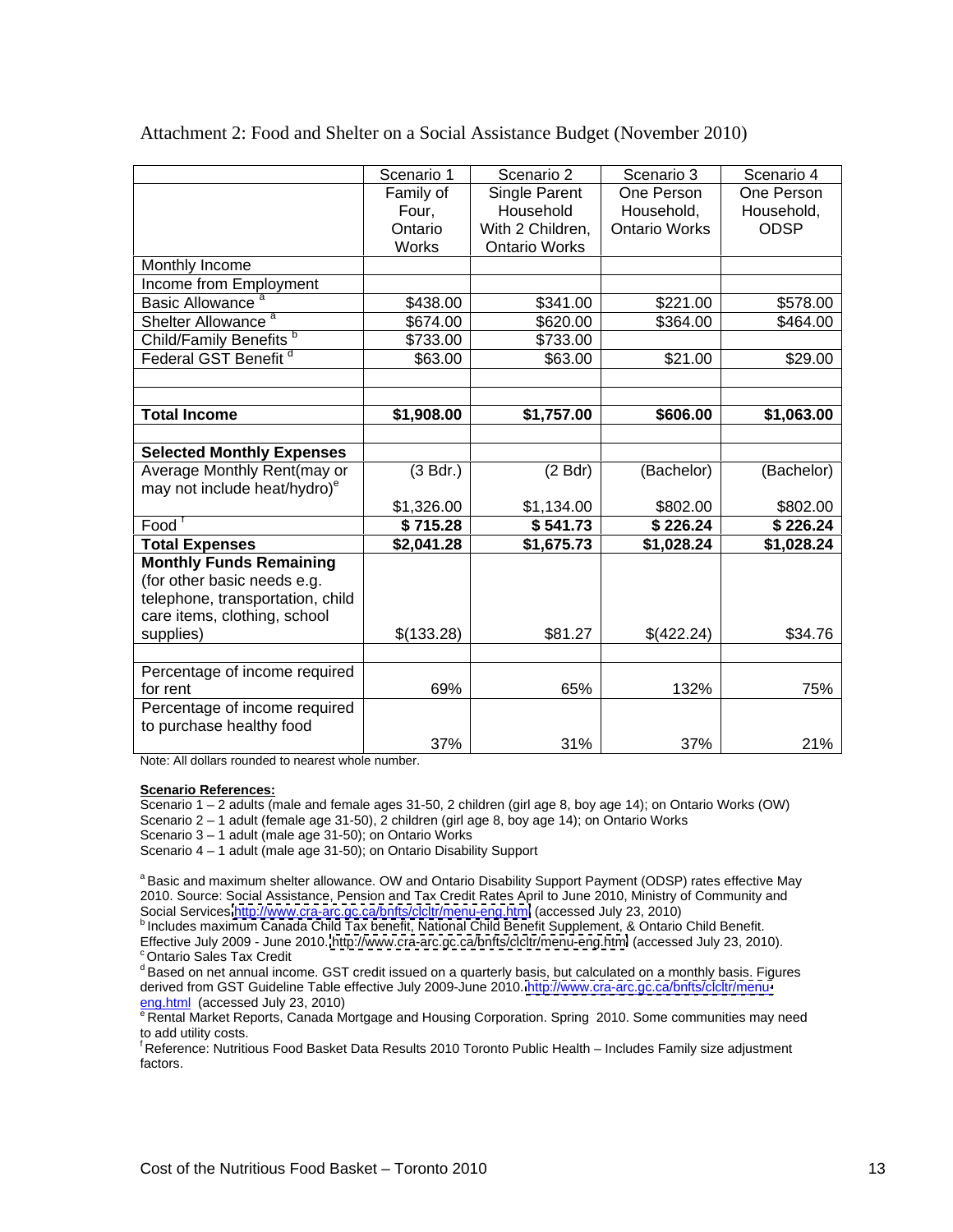Attachment 2: Food and Shelter on a Social Assistance Budget (November 2010)

| | Scenario 1 | Scenario 2 | Scenario 3 | Scenario 4 |
|---|---|---|---|---|
| | Family of Four, Ontario Works | Single Parent Household With 2 Children, Ontario Works | One Person Household, Ontario Works | One Person Household, ODSP |
| Monthly Income | | | | |
| Income from Employment | | | | |
| Basic Allowance [a] | $438.00 | $341.00 | $221.00 | $578.00 |
| Shelter Allowance [a] | $674.00 | $620.00 | $364.00 | $464.00 |
| Child/Family Benefits [b] | $733.00 | $733.00 | | |
| Federal GST Benefit [d] | $63.00 | $63.00 | $21.00 | $29.00 |
| | | | | |
| | | | | |
| **Total Income** | **$1,908.00** | **$1,757.00** | **$606.00** | **$1,063.00** |
| | | | | |
| **Selected Monthly Expenses** | | | | |
| Average Monthly Rent(may or may not include heat/hydro)[e] | (3 Bdr.) $1,326.00 | (2 Bdr) $1,134.00 | (Bachelor) $802.00 | (Bachelor) $802.00 |
| Food [f] | **$ 715.28** | **$ 541.73** | **$ 226.24** | **$ 226.24** |
| **Total Expenses** | **$2,041.28** | **$1,675.73** | **$1,028.24** | **$1,028.24** |
| **Monthly Funds Remaining** (for other basic needs e.g. telephone, transportation, child care items, clothing, school supplies) | $(133.28) | $81.27 | $(422.24) | $34.76 |
| | | | | |
| Percentage of income required for rent | 69% | 65% | 132% | 75% |
| Percentage of income required to purchase healthy food | 37% | 31% | 37% | 21% |

Note: All dollars rounded to nearest whole number.

**Scenario References:**

Scenario 1 – 2 adults (male and female ages 31-50, 2 children (girl age 8, boy age 14); on Ontario Works (OW)
Scenario 2 – 1 adult (female age 31-50), 2 children (girl age 8, boy age 14); on Ontario Works
Scenario 3 – 1 adult (male age 31-50); on Ontario Works
Scenario 4 – 1 adult (male age 31-50); on Ontario Disability Support

[a] Basic and maximum shelter allowance. OW and Ontario Disability Support Payment (ODSP) rates effective May 2010. Source: Social Assistance, Pension and Tax Credit Rates April to June 2010, Ministry of Community and Social Services http://www.cra-arc.gc.ca/bnfts/clcltr/menu-eng.html (accessed July 23, 2010)
[b] Includes maximum Canada Child Tax benefit, National Child Benefit Supplement, & Ontario Child Benefit. Effective July 2009 - June 2010. http://www.cra-arc.gc.ca/bnfts/clcltr/menu-eng.html (accessed July 23, 2010).
[c] Ontario Sales Tax Credit
[d] Based on net annual income. GST credit issued on a quarterly basis, but calculated on a monthly basis. Figures derived from GST Guideline Table effective July 2009-June 2010. http://www.cra-arc.gc.ca/bnfts/clcltr/menu-eng.html (accessed July 23, 2010)
[e] Rental Market Reports, Canada Mortgage and Housing Corporation. Spring 2010. Some communities may need to add utility costs.
[f] Reference: Nutritious Food Basket Data Results 2010 Toronto Public Health – Includes Family size adjustment factors.